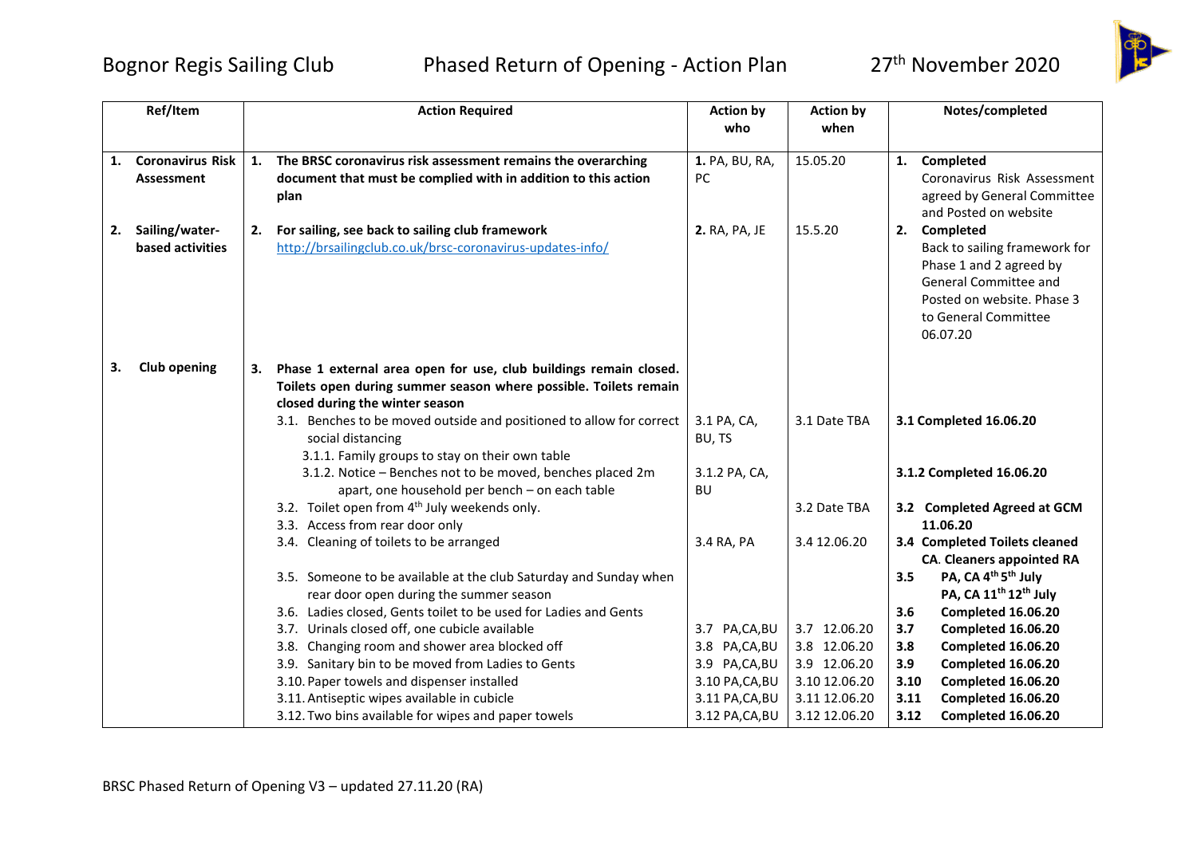Bognor Regis Sailing Club — Phased Return of Opening - Action Plan — 27th November 2020

| Ref/Item | Action Required | Action by who | Action by when | Notes/completed |
|---|---|---|---|---|
| 1. **Coronavirus Risk Assessment** | 1. **The BRSC coronavirus risk assessment remains the overarching document that must be complied with in addition to this action plan** | 1. PA, BU, RA, PC | 15.05.20 | 1. **Completed** Coronavirus Risk Assessment agreed by General Committee and Posted on website |
| 2. **Sailing/water-based activities** | 2. **For sailing, see back to sailing club framework** http://brsailingclub.co.uk/brsc-coronavirus-updates-info/ | 2. RA, PA, JE | 15.5.20 | 2. **Completed** Back to sailing framework for Phase 1 and 2 agreed by General Committee and Posted on website. Phase 3 to General Committee 06.07.20 |
| 3. **Club opening** | 3. **Phase 1 external area open for use, club buildings remain closed. Toilets open during summer season where possible. Toilets remain closed during the winter season** | | | |
| | 3.1. Benches to be moved outside and positioned to allow for correct social distancing | 3.1 PA, CA, BU, TS | 3.1 Date TBA | **3.1 Completed 16.06.20** |
| | 3.1.1. Family groups to stay on their own table | | | |
| | 3.1.2. Notice – Benches not to be moved, benches placed 2m apart, one household per bench – on each table | 3.1.2 PA, CA, BU | | **3.1.2 Completed 16.06.20** |
| | 3.2. Toilet open from 4th July weekends only. | | 3.2 Date TBA | **3.2 Completed Agreed at GCM 11.06.20** |
| | 3.3. Access from rear door only | | | |
| | 3.4. Cleaning of toilets to be arranged | 3.4 RA, PA | 3.4 12.06.20 | **3.4 Completed Toilets cleaned CA. Cleaners appointed RA** |
| | 3.5. Someone to be available at the club Saturday and Sunday when rear door open during the summer season | | | **3.5 PA, CA 4th 5th July PA, CA 11th 12th July** |
| | 3.6. Ladies closed, Gents toilet to be used for Ladies and Gents | | | **3.6 Completed 16.06.20** |
| | 3.7. Urinals closed off, one cubicle available | 3.7 PA,CA,BU | 3.7 12.06.20 | **3.7 Completed 16.06.20** |
| | 3.8. Changing room and shower area blocked off | 3.8 PA,CA,BU | 3.8 12.06.20 | **3.8 Completed 16.06.20** |
| | 3.9. Sanitary bin to be moved from Ladies to Gents | 3.9 PA,CA,BU | 3.9 12.06.20 | **3.9 Completed 16.06.20** |
| | 3.10. Paper towels and dispenser installed | 3.10 PA,CA,BU | 3.10 12.06.20 | **3.10 Completed 16.06.20** |
| | 3.11. Antiseptic wipes available in cubicle | 3.11 PA,CA,BU | 3.11 12.06.20 | **3.11 Completed 16.06.20** |
| | 3.12. Two bins available for wipes and paper towels | 3.12 PA,CA,BU | 3.12 12.06.20 | **3.12 Completed 16.06.20** |

BRSC Phased Return of Opening V3 – updated 27.11.20 (RA)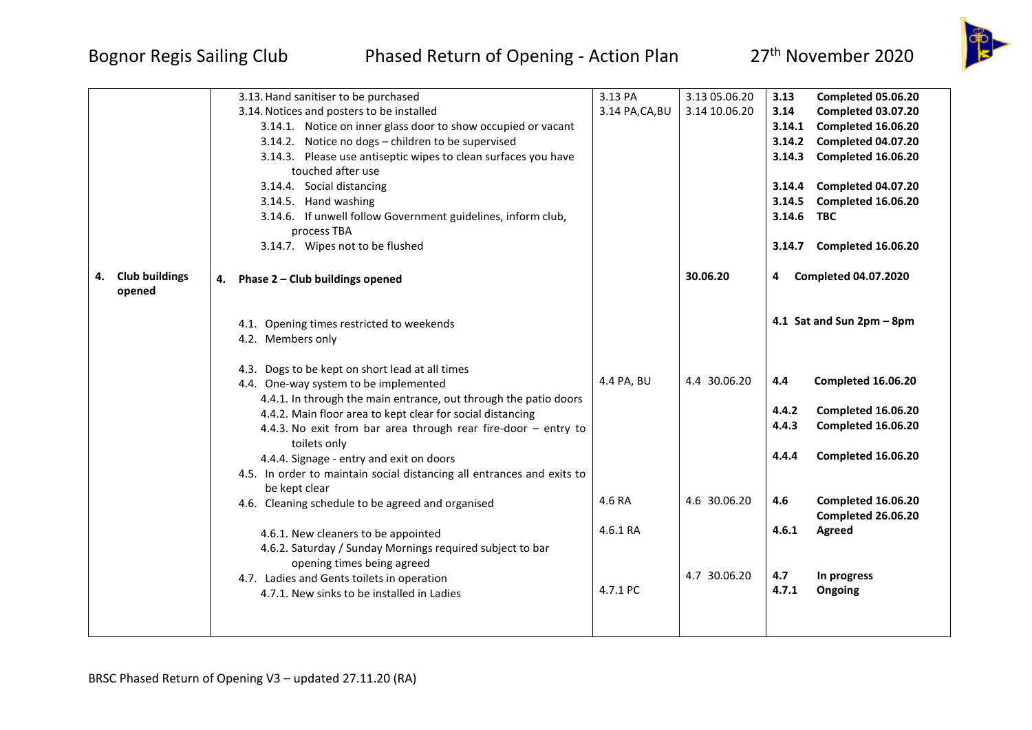| | | | | |
|---|---|---|---|---|
| | 3.13. Hand sanitiser to be purchased<br>3.14. Notices and posters to be installed<br>3.14.1. Notice on inner glass door to show occupied or vacant<br>3.14.2. Notice no dogs – children to be supervised<br>3.14.3. Please use antiseptic wipes to clean surfaces you have touched after use<br>3.14.4. Social distancing<br>3.14.5. Hand washing<br>3.14.6. If unwell follow Government guidelines, inform club, process TBA<br>3.14.7. Wipes not to be flushed | 3.13 PA<br>3.14 PA,CA,BU | 3.13 05.06.20<br>3.14 10.06.20 | **3.13 Completed 05.06.20**<br>**3.14 Completed 03.07.20**<br>**3.14.1 Completed 16.06.20**<br>**3.14.2 Completed 04.07.20**<br>**3.14.3 Completed 16.06.20**<br>**3.14.4 Completed 04.07.20**<br>**3.14.5 Completed 16.06.20**<br>**3.14.6 TBC**<br>**3.14.7 Completed 16.06.20** |
| **4. Club buildings opened** | **4. Phase 2 – Club buildings opened**<br><br>4.1. Opening times restricted to weekends<br>4.2. Members only<br><br>4.3. Dogs to be kept on short lead at all times<br>4.4. One-way system to be implemented<br>4.4.1. In through the main entrance, out through the patio doors<br>4.4.2. Main floor area to kept clear for social distancing<br>4.4.3. No exit from bar area through rear fire-door – entry to toilets only<br>4.4.4. Signage - entry and exit on doors<br>4.5. In order to maintain social distancing all entrances and exits to be kept clear<br>4.6. Cleaning schedule to be agreed and organised<br><br>4.6.1. New cleaners to be appointed<br>4.6.2. Saturday / Sunday Mornings required subject to bar opening times being agreed<br>4.7. Ladies and Gents toilets in operation<br>4.7.1. New sinks to be installed in Ladies | 4.4 PA, BU<br><br>4.6 RA<br>4.6.1 RA<br><br>4.7.1 PC | **30.06.20**<br><br>4.4 30.06.20<br><br>4.6 30.06.20<br><br>4.7 30.06.20 | **4 Completed 04.07.2020**<br><br>**4.1 Sat and Sun 2pm – 8pm**<br><br>**4.4 Completed 16.06.20**<br>**4.4.2 Completed 16.06.20**<br>**4.4.3 Completed 16.06.20**<br>**4.4.4 Completed 16.06.20**<br><br>**4.6 Completed 16.06.20**<br>**Completed 26.06.20**<br>**4.6.1 Agreed**<br><br>**4.7 In progress**<br>**4.7.1 Ongoing** |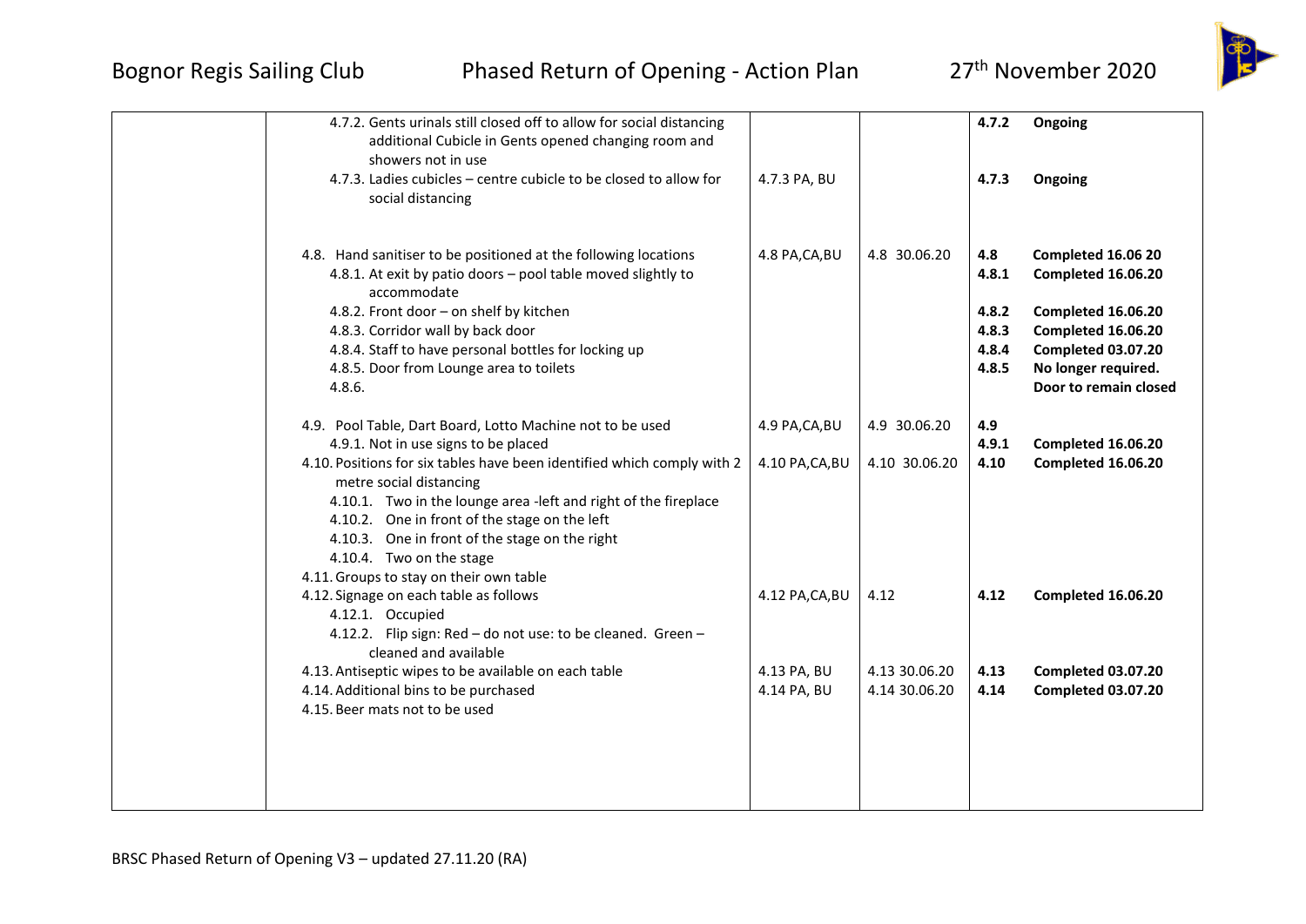| | | | | |
|---|---|---|---|---|
| | 4.7.2. Gents urinals still closed off to allow for social distancing additional Cubicle in Gents opened changing room and showers not in use<br>4.7.3. Ladies cubicles – centre cubicle to be closed to allow for social distancing | <br><br><br>4.7.3 PA, BU | | **4.7.2** **Ongoing**<br><br><br>**4.7.3** **Ongoing** |
| | 4.8. Hand sanitiser to be positioned at the following locations<br>4.8.1. At exit by patio doors – pool table moved slightly to accommodate<br>4.8.2. Front door – on shelf by kitchen<br>4.8.3. Corridor wall by back door<br>4.8.4. Staff to have personal bottles for locking up<br>4.8.5. Door from Lounge area to toilets<br>4.8.6. | 4.8 PA,CA,BU | 4.8 30.06.20 | **4.8** **Completed 16.06 20**<br>**4.8.1** **Completed 16.06.20**<br><br>**4.8.2** **Completed 16.06.20**<br>**4.8.3** **Completed 16.06.20**<br>**4.8.4** **Completed 03.07.20**<br>**4.8.5** **No longer required. Door to remain closed** |
| | 4.9. Pool Table, Dart Board, Lotto Machine not to be used<br>4.9.1. Not in use signs to be placed<br>4.10. Positions for six tables have been identified which comply with 2 metre social distancing<br>4.10.1. Two in the lounge area -left and right of the fireplace<br>4.10.2. One in front of the stage on the left<br>4.10.3. One in front of the stage on the right<br>4.10.4. Two on the stage<br>4.11. Groups to stay on their own table<br>4.12. Signage on each table as follows<br>4.12.1. Occupied<br>4.12.2. Flip sign: Red – do not use: to be cleaned. Green – cleaned and available<br>4.13. Antiseptic wipes to be available on each table<br>4.14. Additional bins to be purchased<br>4.15. Beer mats not to be used | 4.9 PA,CA,BU<br><br>4.10 PA,CA,BU<br><br><br><br><br><br><br>4.12 PA,CA,BU<br><br><br><br>4.13 PA, BU<br>4.14 PA, BU | 4.9 30.06.20<br><br>4.10 30.06.20<br><br><br><br><br><br><br>4.12<br><br><br><br>4.13 30.06.20<br>4.14 30.06.20 | **4.9**<br>**4.9.1** **Completed 16.06.20**<br>**4.10** **Completed 16.06.20**<br><br><br><br><br><br><br>**4.12** **Completed 16.06.20**<br><br><br><br>**4.13** **Completed 03.07.20**<br>**4.14** **Completed 03.07.20** |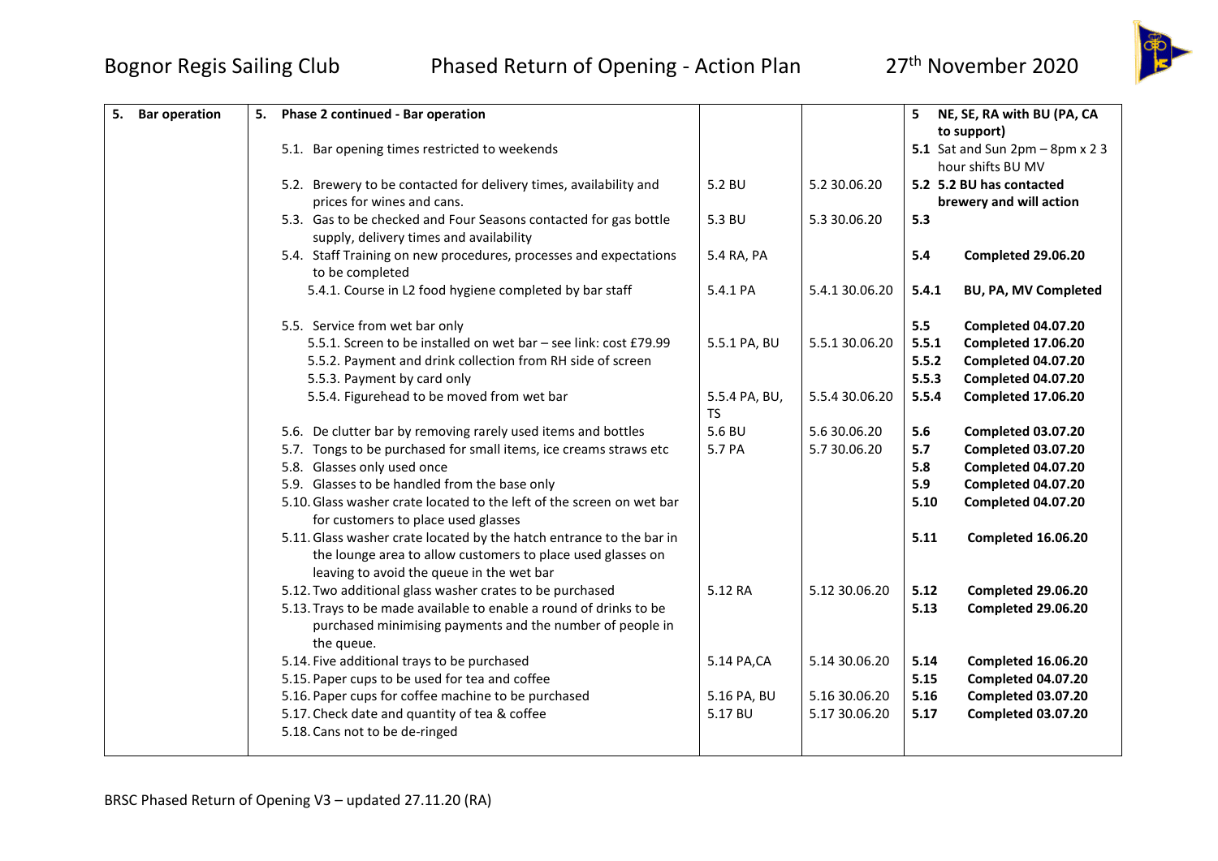| 5. Bar operation | 5. Phase 2 continued - Bar operation | | | 5 NE, SE, RA with BU (PA, CA to support) |
|---|---|---|---|---|
| | 5.1. Bar opening times restricted to weekends | | | 5.1 Sat and Sun 2pm – 8pm x 2 3 hour shifts BU MV |
| | 5.2. Brewery to be contacted for delivery times, availability and prices for wines and cans. | 5.2 BU | 5.2 30.06.20 | 5.2 5.2 BU has contacted brewery and will action |
| | 5.3. Gas to be checked and Four Seasons contacted for gas bottle supply, delivery times and availability | 5.3 BU | 5.3 30.06.20 | 5.3 |
| | 5.4. Staff Training on new procedures, processes and expectations to be completed | 5.4 RA, PA | | 5.4 Completed 29.06.20 |
| | 5.4.1. Course in L2 food hygiene completed by bar staff | 5.4.1 PA | 5.4.1 30.06.20 | 5.4.1 BU, PA, MV Completed |
| | 5.5. Service from wet bar only | | | 5.5 Completed 04.07.20 |
| | 5.5.1. Screen to be installed on wet bar – see link: cost £79.99 | 5.5.1 PA, BU | 5.5.1 30.06.20 | 5.5.1 Completed 17.06.20 |
| | 5.5.2. Payment and drink collection from RH side of screen | | | 5.5.2 Completed 04.07.20 |
| | 5.5.3. Payment by card only | | | 5.5.3 Completed 04.07.20 |
| | 5.5.4. Figurehead to be moved from wet bar | 5.5.4 PA, BU, TS | 5.5.4 30.06.20 | 5.5.4 Completed 17.06.20 |
| | 5.6. De clutter bar by removing rarely used items and bottles | 5.6 BU | 5.6 30.06.20 | 5.6 Completed 03.07.20 |
| | 5.7. Tongs to be purchased for small items, ice creams straws etc | 5.7 PA | 5.7 30.06.20 | 5.7 Completed 03.07.20 |
| | 5.8. Glasses only used once | | | 5.8 Completed 04.07.20 |
| | 5.9. Glasses to be handled from the base only | | | 5.9 Completed 04.07.20 |
| | 5.10. Glass washer crate located to the left of the screen on wet bar for customers to place used glasses | | | 5.10 Completed 04.07.20 |
| | 5.11. Glass washer crate located by the hatch entrance to the bar in the lounge area to allow customers to place used glasses on leaving to avoid the queue in the wet bar | | | 5.11 Completed 16.06.20 |
| | 5.12. Two additional glass washer crates to be purchased | 5.12 RA | 5.12 30.06.20 | 5.12 Completed 29.06.20 |
| | 5.13. Trays to be made available to enable a round of drinks to be purchased minimising payments and the number of people in the queue. | | | 5.13 Completed 29.06.20 |
| | 5.14. Five additional trays to be purchased | 5.14 PA,CA | 5.14 30.06.20 | 5.14 Completed 16.06.20 |
| | 5.15. Paper cups to be used for tea and coffee | | | 5.15 Completed 04.07.20 |
| | 5.16. Paper cups for coffee machine to be purchased | 5.16 PA, BU | 5.16 30.06.20 | 5.16 Completed 03.07.20 |
| | 5.17. Check date and quantity of tea & coffee | 5.17 BU | 5.17 30.06.20 | 5.17 Completed 03.07.20 |
| | 5.18. Cans not to be de-ringed | | | |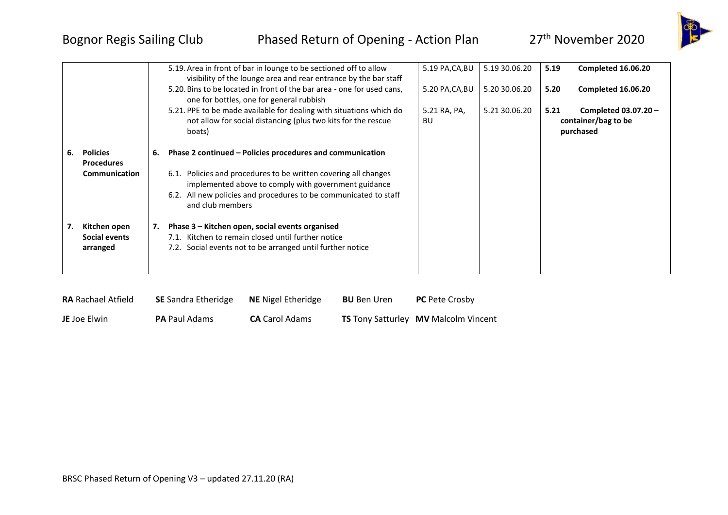| | | | | |
|---|---|---|---|---|
| | 5.19. Area in front of bar in lounge to be sectioned off to allow visibility of the lounge area and rear entrance by the bar staff | 5.19 PA,CA,BU | 5.19 30.06.20 | **5.19 Completed 16.06.20** |
| | 5.20. Bins to be located in front of the bar area - one for used cans, one for bottles, one for general rubbish | 5.20 PA,CA,BU | 5.20 30.06.20 | **5.20 Completed 16.06.20** |
| | 5.21. PPE to be made available for dealing with situations which do not allow for social distancing (plus two kits for the rescue boats) | 5.21 RA, PA, BU | 5.21 30.06.20 | **5.21 Completed 03.07.20 – container/bag to be purchased** |
| **6. Policies Procedures Communication** | **6. Phase 2 continued – Policies procedures and communication**<br><br>6.1. Policies and procedures to be written covering all changes implemented above to comply with government guidance<br>6.2. All new policies and procedures to be communicated to staff and club members | | | |
| **7. Kitchen open Social events arranged** | **7. Phase 3 – Kitchen open, social events organised**<br>7.1. Kitchen to remain closed until further notice<br>7.2. Social events not to be arranged until further notice | | | |

**RA** Rachael Atfield **SE** Sandra Etheridge **NE** Nigel Etheridge **BU** Ben Uren **PC** Pete Crosby

**JE** Joe Elwin **PA** Paul Adams **CA** Carol Adams **TS** Tony Satturley **MV** Malcolm Vincent